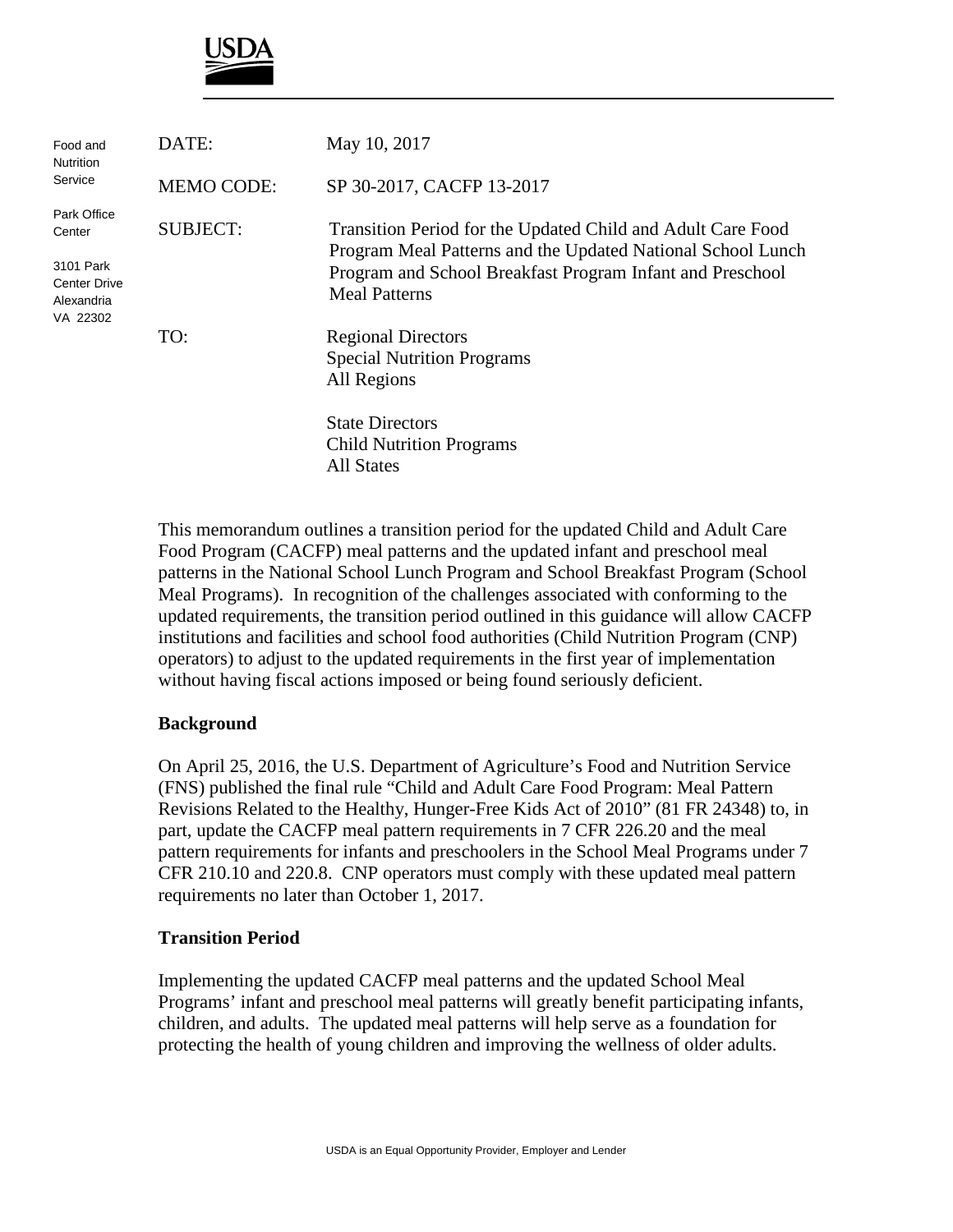USDA

Food and Nutrition Service

Park Office Center

3101 Park Center Drive Alexandria VA 22302

| | |
|---|---|
| DATE: | May 10, 2017 |
| MEMO CODE: | SP 30-2017, CACFP 13-2017 |
| SUBJECT: | Transition Period for the Updated Child and Adult Care Food Program Meal Patterns and the Updated National School Lunch Program and School Breakfast Program Infant and Preschool Meal Patterns |
| TO: | Regional Directors<br>Special Nutrition Programs<br>All Regions<br><br>State Directors<br>Child Nutrition Programs<br>All States |

This memorandum outlines a transition period for the updated Child and Adult Care Food Program (CACFP) meal patterns and the updated infant and preschool meal patterns in the National School Lunch Program and School Breakfast Program (School Meal Programs). In recognition of the challenges associated with conforming to the updated requirements, the transition period outlined in this guidance will allow CACFP institutions and facilities and school food authorities (Child Nutrition Program (CNP) operators) to adjust to the updated requirements in the first year of implementation without having fiscal actions imposed or being found seriously deficient.

**Background**

On April 25, 2016, the U.S. Department of Agriculture's Food and Nutrition Service (FNS) published the final rule "Child and Adult Care Food Program: Meal Pattern Revisions Related to the Healthy, Hunger-Free Kids Act of 2010" (81 FR 24348) to, in part, update the CACFP meal pattern requirements in 7 CFR 226.20 and the meal pattern requirements for infants and preschoolers in the School Meal Programs under 7 CFR 210.10 and 220.8. CNP operators must comply with these updated meal pattern requirements no later than October 1, 2017.

**Transition Period**

Implementing the updated CACFP meal patterns and the updated School Meal Programs' infant and preschool meal patterns will greatly benefit participating infants, children, and adults. The updated meal patterns will help serve as a foundation for protecting the health of young children and improving the wellness of older adults.

USDA is an Equal Opportunity Provider, Employer and Lender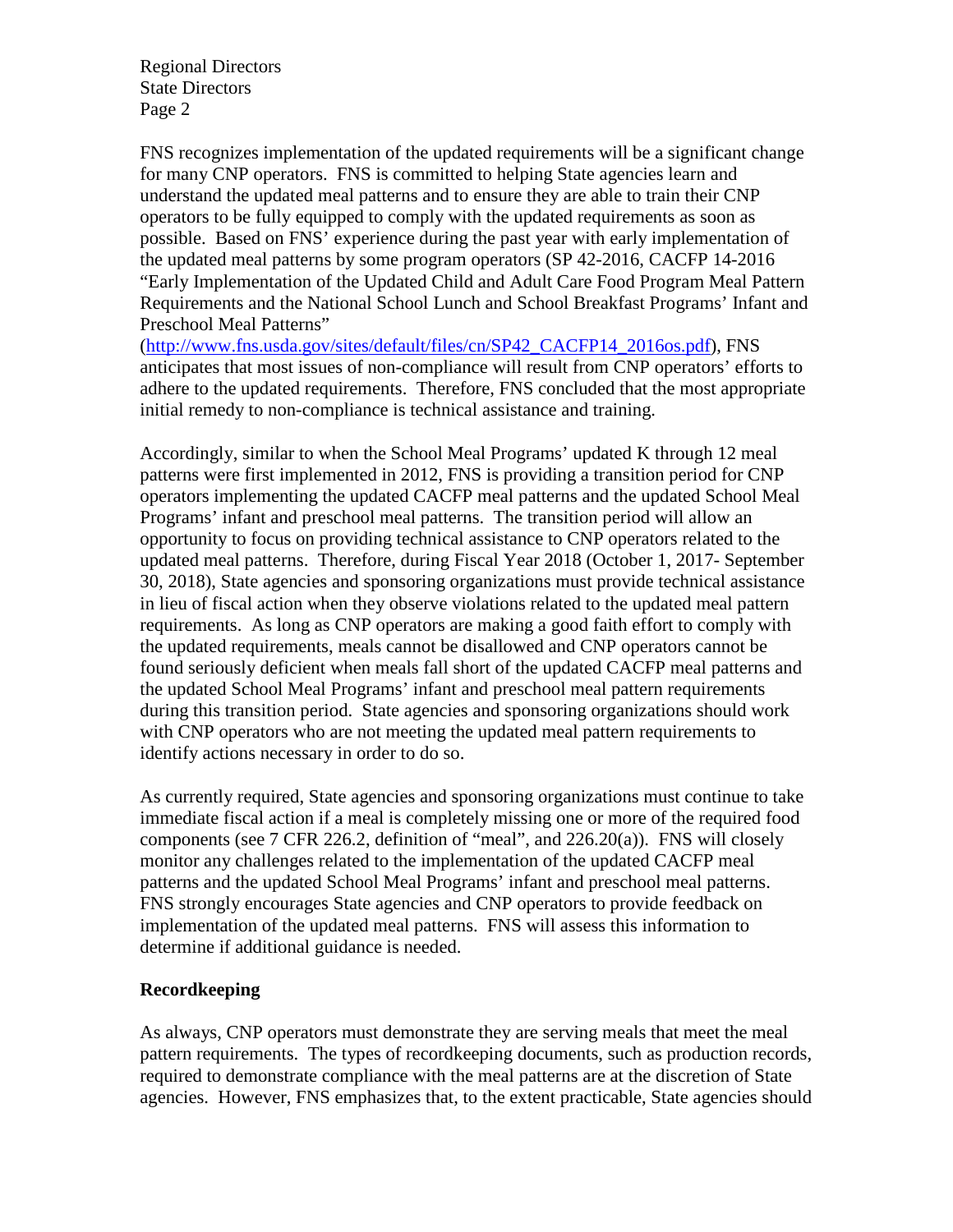FNS recognizes implementation of the updated requirements will be a significant change for many CNP operators. FNS is committed to helping State agencies learn and understand the updated meal patterns and to ensure they are able to train their CNP operators to be fully equipped to comply with the updated requirements as soon as possible. Based on FNS' experience during the past year with early implementation of the updated meal patterns by some program operators (SP 42-2016, CACFP 14-2016 "Early Implementation of the Updated Child and Adult Care Food Program Meal Pattern Requirements and the National School Lunch and School Breakfast Programs' Infant and Preschool Meal Patterns" (http://www.fns.usda.gov/sites/default/files/cn/SP42_CACFP14_2016os.pdf), FNS anticipates that most issues of non-compliance will result from CNP operators' efforts to adhere to the updated requirements. Therefore, FNS concluded that the most appropriate initial remedy to non-compliance is technical assistance and training.

Accordingly, similar to when the School Meal Programs' updated K through 12 meal patterns were first implemented in 2012, FNS is providing a transition period for CNP operators implementing the updated CACFP meal patterns and the updated School Meal Programs' infant and preschool meal patterns. The transition period will allow an opportunity to focus on providing technical assistance to CNP operators related to the updated meal patterns. Therefore, during Fiscal Year 2018 (October 1, 2017- September 30, 2018), State agencies and sponsoring organizations must provide technical assistance in lieu of fiscal action when they observe violations related to the updated meal pattern requirements. As long as CNP operators are making a good faith effort to comply with the updated requirements, meals cannot be disallowed and CNP operators cannot be found seriously deficient when meals fall short of the updated CACFP meal patterns and the updated School Meal Programs' infant and preschool meal pattern requirements during this transition period. State agencies and sponsoring organizations should work with CNP operators who are not meeting the updated meal pattern requirements to identify actions necessary in order to do so.

As currently required, State agencies and sponsoring organizations must continue to take immediate fiscal action if a meal is completely missing one or more of the required food components (see 7 CFR 226.2, definition of "meal", and 226.20(a)). FNS will closely monitor any challenges related to the implementation of the updated CACFP meal patterns and the updated School Meal Programs' infant and preschool meal patterns. FNS strongly encourages State agencies and CNP operators to provide feedback on implementation of the updated meal patterns. FNS will assess this information to determine if additional guidance is needed.

**Recordkeeping**

As always, CNP operators must demonstrate they are serving meals that meet the meal pattern requirements. The types of recordkeeping documents, such as production records, required to demonstrate compliance with the meal patterns are at the discretion of State agencies. However, FNS emphasizes that, to the extent practicable, State agencies should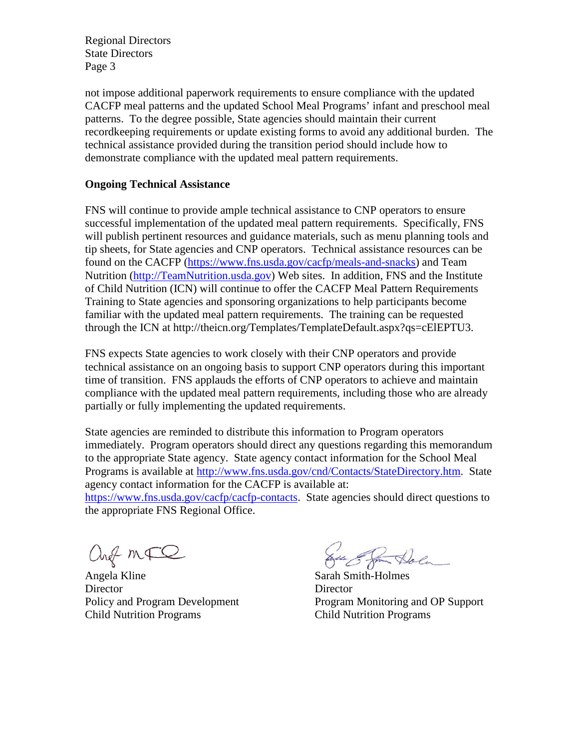not impose additional paperwork requirements to ensure compliance with the updated CACFP meal patterns and the updated School Meal Programs' infant and preschool meal patterns. To the degree possible, State agencies should maintain their current recordkeeping requirements or update existing forms to avoid any additional burden. The technical assistance provided during the transition period should include how to demonstrate compliance with the updated meal pattern requirements.

**Ongoing Technical Assistance**

FNS will continue to provide ample technical assistance to CNP operators to ensure successful implementation of the updated meal pattern requirements. Specifically, FNS will publish pertinent resources and guidance materials, such as menu planning tools and tip sheets, for State agencies and CNP operators. Technical assistance resources can be found on the CACFP (https://www.fns.usda.gov/cacfp/meals-and-snacks) and Team Nutrition (http://TeamNutrition.usda.gov) Web sites. In addition, FNS and the Institute of Child Nutrition (ICN) will continue to offer the CACFP Meal Pattern Requirements Training to State agencies and sponsoring organizations to help participants become familiar with the updated meal pattern requirements. The training can be requested through the ICN at http://theicn.org/Templates/TemplateDefault.aspx?qs=cElEPTU3.

FNS expects State agencies to work closely with their CNP operators and provide technical assistance on an ongoing basis to support CNP operators during this important time of transition. FNS applauds the efforts of CNP operators to achieve and maintain compliance with the updated meal pattern requirements, including those who are already partially or fully implementing the updated requirements.

State agencies are reminded to distribute this information to Program operators immediately. Program operators should direct any questions regarding this memorandum to the appropriate State agency. State agency contact information for the School Meal Programs is available at http://www.fns.usda.gov/cnd/Contacts/StateDirectory.htm. State agency contact information for the CACFP is available at: https://www.fns.usda.gov/cacfp/cacfp-contacts. State agencies should direct questions to the appropriate FNS Regional Office.

Angela Kline
Director
Policy and Program Development
Child Nutrition Programs

Sarah Smith-Holmes
Director
Program Monitoring and OP Support
Child Nutrition Programs